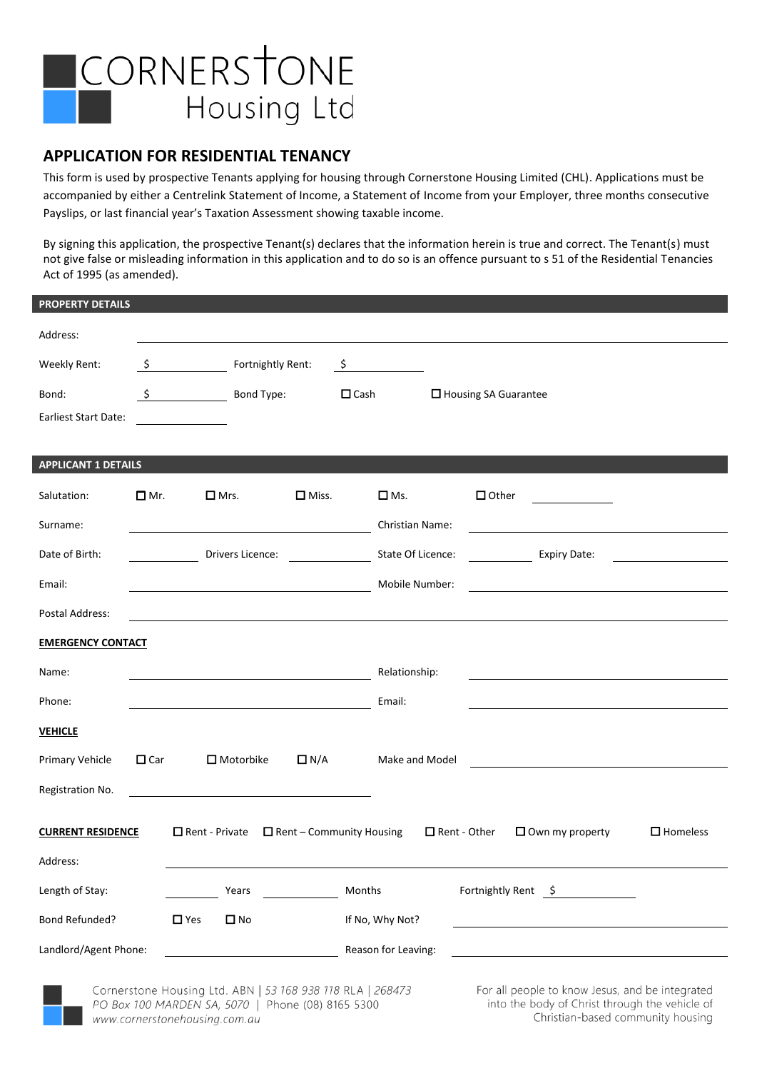# CORNERSTONE Housing Ltd

## APPLICATION FOR RESIDENTIAL TENANCY

This form is used by prospective Tenants applying for housing through Cornerstone Housing Limited (CHL). Applications must be accompanied by either a Centrelink Statement of Income, a Statement of Income from your Employer, three months consecutive Payslips, or last financial year's Taxation Assessment showing taxable income.

By signing this application, the prospective Tenant(s) declares that the information herein is true and correct. The Tenant(s) must not give false or misleading information in this application and to do so is an offence pursuant to s 51 of the Residential Tenancies Act of 1995 (as amended).

### PROPERTY DETAILS

Address: ______________________________

Weekly Rent: $ __________ Fortnightly Rent: $ __________

Bond: $ __________ Bond Type: ☐ Cash ☐ Housing SA Guarantee

Earliest Start Date: __________

### APPLICANT 1 DETAILS

Salutation: ☐ Mr. ☐ Mrs. ☐ Miss. ☐ Ms. ☐ Other __________

Surname: ______________________________ Christian Name: ______________________________

Date of Birth: __________ Drivers Licence: __________ State Of Licence: __________ Expiry Date: __________

Email: ______________________________ Mobile Number: ______________________________

Postal Address: ______________________________

**EMERGENCY CONTACT**

Name: ______________________________ Relationship: ______________________________

Phone: ______________________________ Email: ______________________________

**VEHICLE**

Primary Vehicle ☐ Car ☐ Motorbike ☐ N/A Make and Model ______________________________

Registration No. ______________________________

**CURRENT RESIDENCE** ☐ Rent - Private ☐ Rent – Community Housing ☐ Rent - Other ☐ Own my property ☐ Homeless

Address: ______________________________

Length of Stay: __________ Years __________ Months Fortnightly Rent $ __________

Bond Refunded? ☐ Yes ☐ No If No, Why Not? ______________________________

Landlord/Agent Phone: ______________________________ Reason for Leaving: ______________________________

Cornerstone Housing Ltd. ABN | *53 168 938 118* RLA | *268473*
*PO Box 100 MARDEN SA, 5070* | Phone (08) 8165 5300
*www.cornerstonehousing.com.au*

For all people to know Jesus, and be integrated into the body of Christ through the vehicle of Christian-based community housing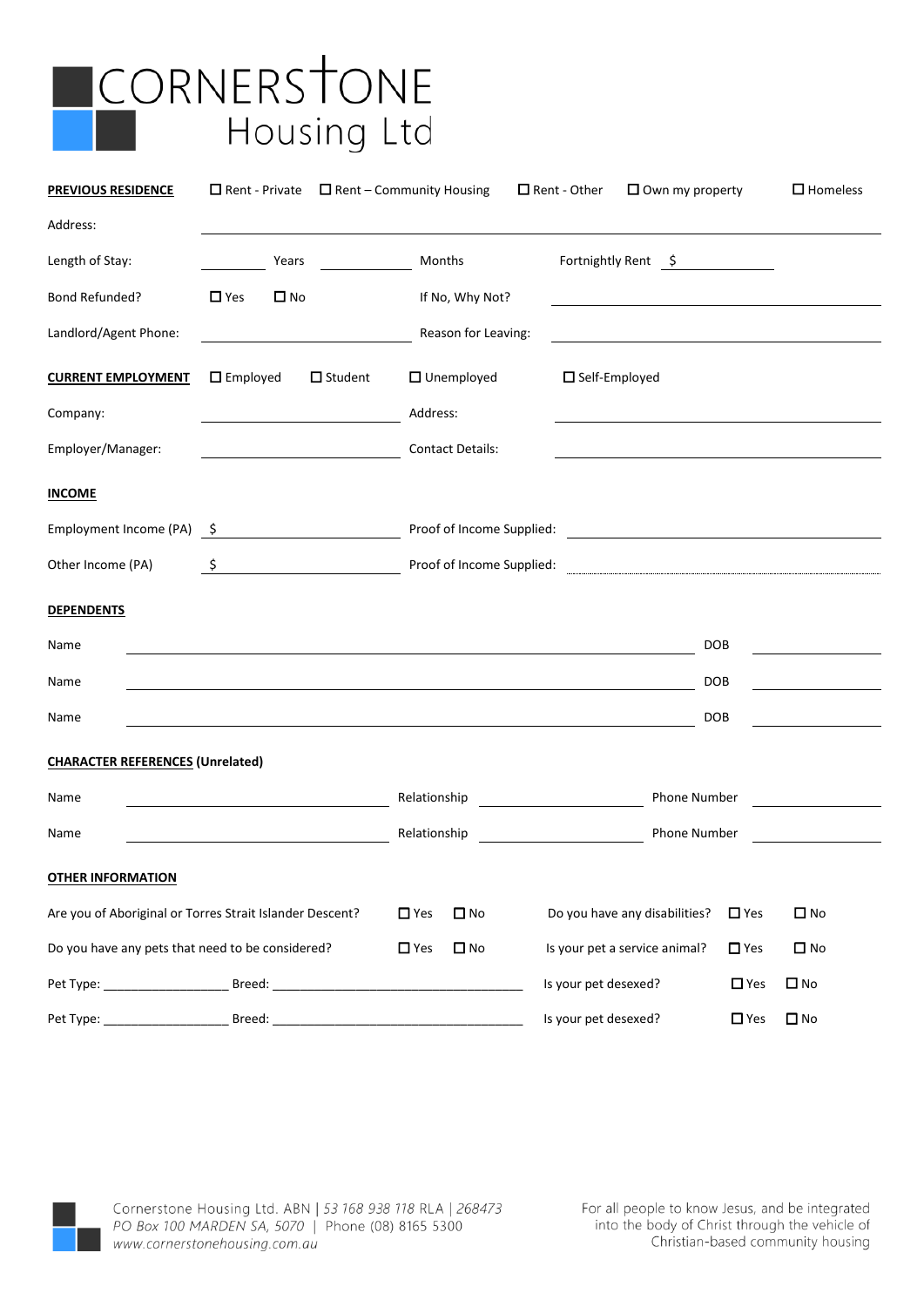# CORNERSTONE Housing Ltd

**PREVIOUS RESIDENCE** ☐ Rent - Private ☐ Rent – Community Housing ☐ Rent - Other ☐ Own my property ☐ Homeless

Address: ______________________________

Length of Stay: ________ Years ________ Months Fortnightly Rent $ ________

Bond Refunded? ☐ Yes ☐ No If No, Why Not? ______________________________

Landlord/Agent Phone: ______________________________ Reason for Leaving: ______________________________

**CURRENT EMPLOYMENT** ☐ Employed ☐ Student ☐ Unemployed ☐ Self-Employed

Company: ______________________________ Address: ______________________________

Employer/Manager: ______________________________ Contact Details: ______________________________

**INCOME**

Employment Income (PA) $ ______________________________ Proof of Income Supplied: ______________________________

Other Income (PA) $ ______________________________ Proof of Income Supplied: ______________________________

**DEPENDENTS**

Name ______________________________ DOB ________

Name ______________________________ DOB ________

Name ______________________________ DOB ________

**CHARACTER REFERENCES (Unrelated)**

Name ______________________________ Relationship ________________ Phone Number ________________

Name ______________________________ Relationship ________________ Phone Number ________________

**OTHER INFORMATION**

Are you of Aboriginal or Torres Strait Islander Descent? ☐ Yes ☐ No Do you have any disabilities? ☐ Yes ☐ No

Do you have any pets that need to be considered? ☐ Yes ☐ No Is your pet a service animal? ☐ Yes ☐ No

Pet Type: _________________ Breed: ____________________________________ Is your pet desexed? ☐ Yes ☐ No

Pet Type: _________________ Breed: ____________________________________ Is your pet desexed? ☐ Yes ☐ No

Cornerstone Housing Ltd. ABN | *53 168 938 118* RLA | *268473*
*PO Box 100 MARDEN SA, 5070* | Phone (08) 8165 5300
*www.cornerstonehousing.com.au*

For all people to know Jesus, and be integrated into the body of Christ through the vehicle of Christian-based community housing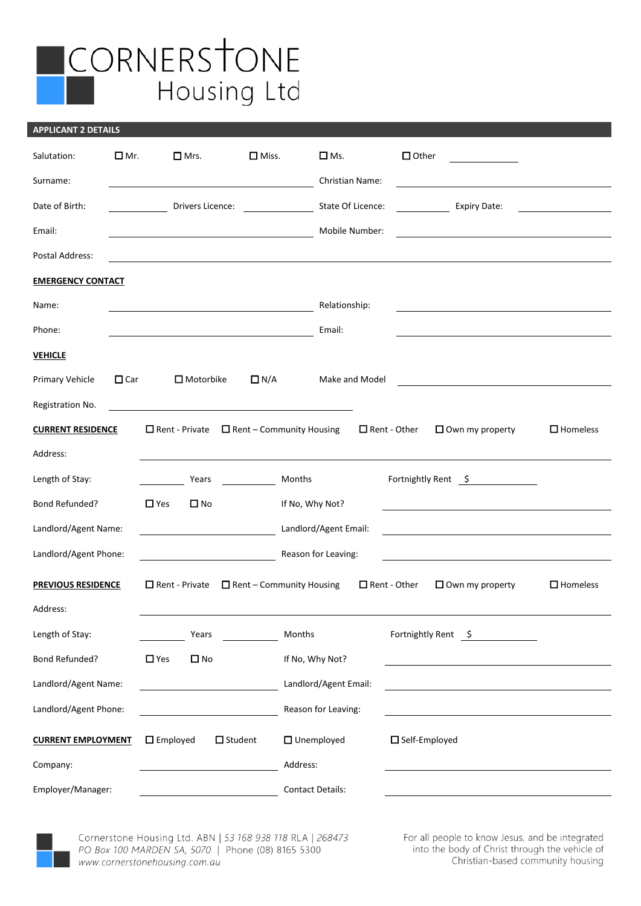# CORNERSTONE Housing Ltd

## APPLICANT 2 DETAILS

Salutation: ☐ Mr. ☐ Mrs. ☐ Miss. ☐ Ms. ☐ Other ____________

Surname: ______________________ Christian Name: ______________________

Date of Birth: __________ Drivers Licence: __________ State Of Licence: __________ Expiry Date: __________

Email: ______________________ Mobile Number: ______________________

Postal Address: ______________________________________________

**EMERGENCY CONTACT**

Name: ______________________ Relationship: ______________________

Phone: ______________________ Email: ______________________

**VEHICLE**

Primary Vehicle ☐ Car ☐ Motorbike ☐ N/A Make and Model ______________________

Registration No. ______________________

**CURRENT RESIDENCE** ☐ Rent - Private ☐ Rent – Community Housing ☐ Rent - Other ☐ Own my property ☐ Homeless

Address: ______________________________________________

Length of Stay: ________ Years ________ Months Fortnightly Rent $ ________

Bond Refunded? ☐ Yes ☐ No If No, Why Not? ______________________

Landlord/Agent Name: ______________________ Landlord/Agent Email: ______________________

Landlord/Agent Phone: ______________________ Reason for Leaving: ______________________

**PREVIOUS RESIDENCE** ☐ Rent - Private ☐ Rent – Community Housing ☐ Rent - Other ☐ Own my property ☐ Homeless

Address: ______________________________________________

Length of Stay: ________ Years ________ Months Fortnightly Rent $ ________

Bond Refunded? ☐ Yes ☐ No If No, Why Not? ______________________

Landlord/Agent Name: ______________________ Landlord/Agent Email: ______________________

Landlord/Agent Phone: ______________________ Reason for Leaving: ______________________

**CURRENT EMPLOYMENT** ☐ Employed ☐ Student ☐ Unemployed ☐ Self-Employed

Company: ______________________ Address: ______________________

Employer/Manager: ______________________ Contact Details: ______________________

Cornerstone Housing Ltd. ABN | *53 168 938 118* RLA | *268473*
*PO Box 100 MARDEN SA, 5070* | Phone (08) 8165 5300
*www.cornerstonehousing.com.au*

For all people to know Jesus, and be integrated into the body of Christ through the vehicle of Christian-based community housing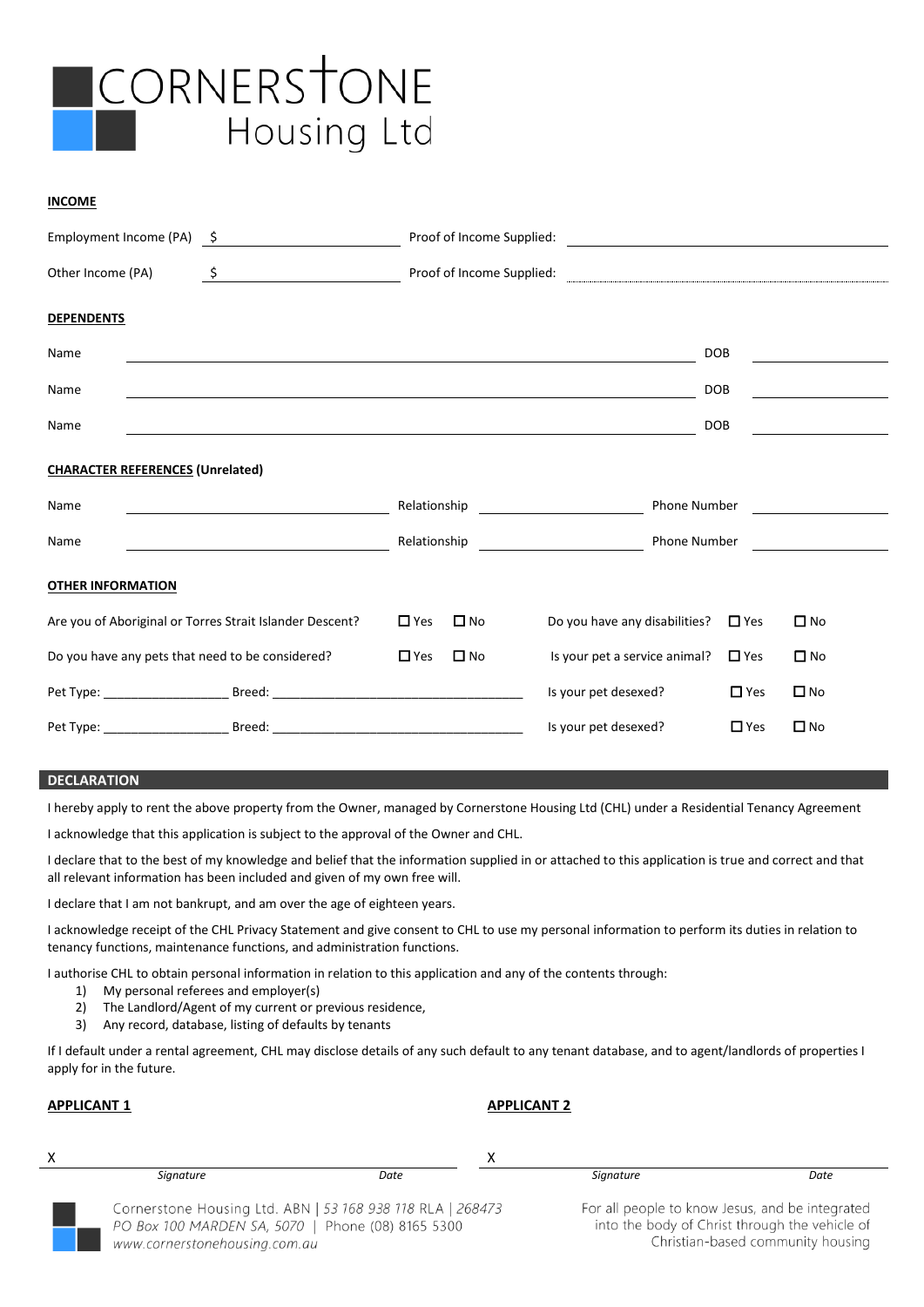# CORNERSTONE Housing Ltd

**INCOME**

Employment Income (PA) $ ____________________ Proof of Income Supplied: ____________________

Other Income (PA) $ ____________________ Proof of Income Supplied: ____________________

**DEPENDENTS**

| Name | DOB |
|---|---|
| | |
| | |
| | |

**CHARACTER REFERENCES (Unrelated)**

| Name | Relationship | Phone Number |
|---|---|---|
| | | |
| | | |

**OTHER INFORMATION**

Are you of Aboriginal or Torres Strait Islander Descent? ☐ Yes ☐ No

Do you have any disabilities? ☐ Yes ☐ No

Do you have any pets that need to be considered? ☐ Yes ☐ No

Is your pet a service animal? ☐ Yes ☐ No

Pet Type: __________________ Breed: ____________________________________ Is your pet desexed? ☐ Yes ☐ No

Pet Type: __________________ Breed: ____________________________________ Is your pet desexed? ☐ Yes ☐ No

## DECLARATION

I hereby apply to rent the above property from the Owner, managed by Cornerstone Housing Ltd (CHL) under a Residential Tenancy Agreement

I acknowledge that this application is subject to the approval of the Owner and CHL.

I declare that to the best of my knowledge and belief that the information supplied in or attached to this application is true and correct and that all relevant information has been included and given of my own free will.

I declare that I am not bankrupt, and am over the age of eighteen years.

I acknowledge receipt of the CHL Privacy Statement and give consent to CHL to use my personal information to perform its duties in relation to tenancy functions, maintenance functions, and administration functions.

I authorise CHL to obtain personal information in relation to this application and any of the contents through:

1) My personal referees and employer(s)
2) The Landlord/Agent of my current or previous residence,
3) Any record, database, listing of defaults by tenants

If I default under a rental agreement, CHL may disclose details of any such default to any tenant database, and to agent/landlords of properties I apply for in the future.

**APPLICANT 1**

X ______________________________

*Signature* *Date*

**APPLICANT 2**

X ______________________________

*Signature* *Date*

Cornerstone Housing Ltd. ABN | *53 168 938 118* RLA | *268473*
*PO Box 100 MARDEN SA, 5070* | Phone (08) 8165 5300
*www.cornerstonehousing.com.au*

For all people to know Jesus, and be integrated into the body of Christ through the vehicle of Christian-based community housing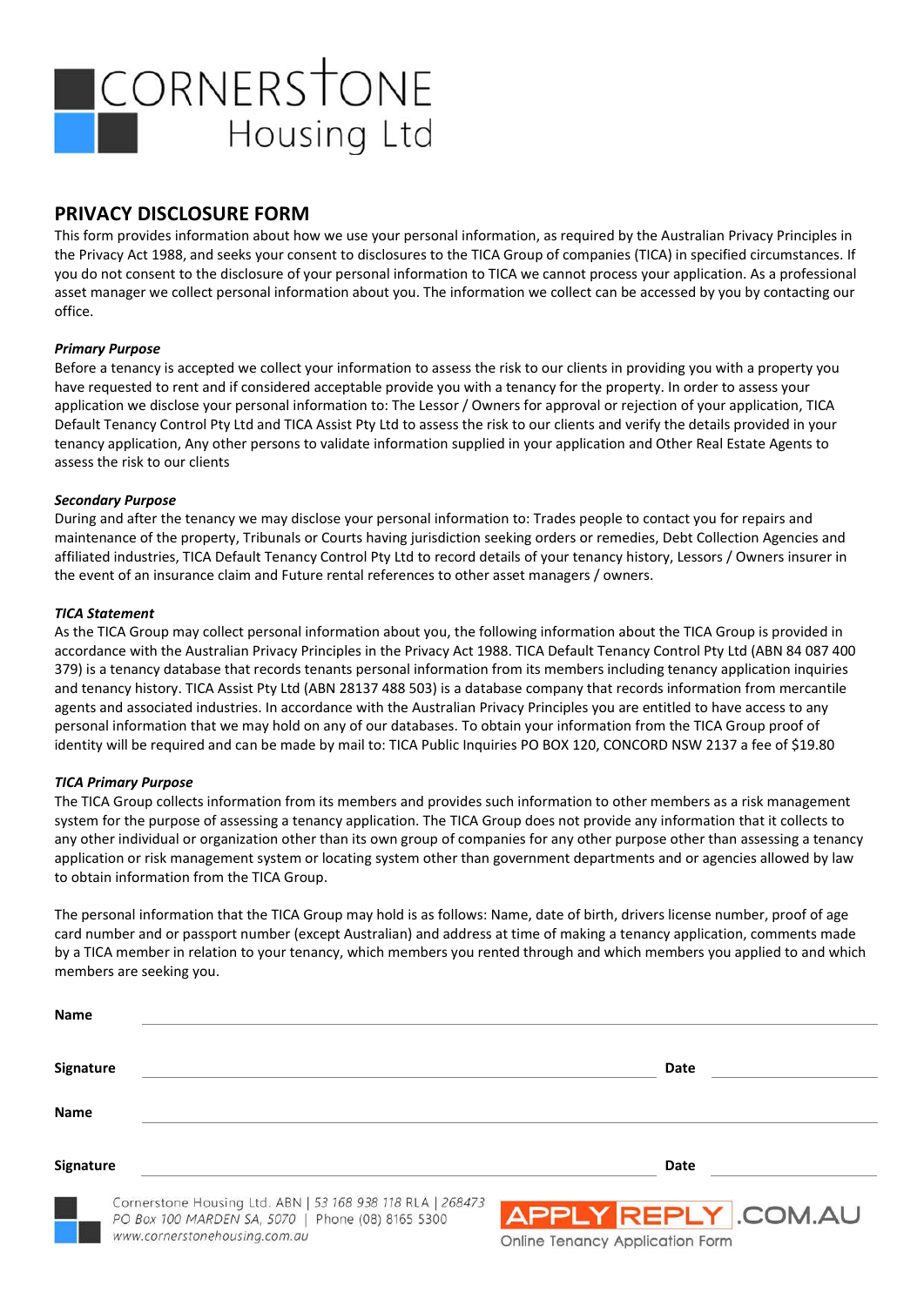CORNERSTONE
Housing Ltd

## PRIVACY DISCLOSURE FORM

This form provides information about how we use your personal information, as required by the Australian Privacy Principles in the Privacy Act 1988, and seeks your consent to disclosures to the TICA Group of companies (TICA) in specified circumstances. If you do not consent to the disclosure of your personal information to TICA we cannot process your application. As a professional asset manager we collect personal information about you. The information we collect can be accessed by you by contacting our office.

***Primary Purpose***

Before a tenancy is accepted we collect your information to assess the risk to our clients in providing you with a property you have requested to rent and if considered acceptable provide you with a tenancy for the property. In order to assess your application we disclose your personal information to: The Lessor / Owners for approval or rejection of your application, TICA Default Tenancy Control Pty Ltd and TICA Assist Pty Ltd to assess the risk to our clients and verify the details provided in your tenancy application, Any other persons to validate information supplied in your application and Other Real Estate Agents to assess the risk to our clients

***Secondary Purpose***

During and after the tenancy we may disclose your personal information to: Trades people to contact you for repairs and maintenance of the property, Tribunals or Courts having jurisdiction seeking orders or remedies, Debt Collection Agencies and affiliated industries, TICA Default Tenancy Control Pty Ltd to record details of your tenancy history, Lessors / Owners insurer in the event of an insurance claim and Future rental references to other asset managers / owners.

***TICA Statement***

As the TICA Group may collect personal information about you, the following information about the TICA Group is provided in accordance with the Australian Privacy Principles in the Privacy Act 1988. TICA Default Tenancy Control Pty Ltd (ABN 84 087 400 379) is a tenancy database that records tenants personal information from its members including tenancy application inquiries and tenancy history. TICA Assist Pty Ltd (ABN 28137 488 503) is a database company that records information from mercantile agents and associated industries. In accordance with the Australian Privacy Principles you are entitled to have access to any personal information that we may hold on any of our databases. To obtain your information from the TICA Group proof of identity will be required and can be made by mail to: TICA Public Inquiries PO BOX 120, CONCORD NSW 2137 a fee of $19.80

***TICA Primary Purpose***

The TICA Group collects information from its members and provides such information to other members as a risk management system for the purpose of assessing a tenancy application. The TICA Group does not provide any information that it collects to any other individual or organization other than its own group of companies for any other purpose other than assessing a tenancy application or risk management system or locating system other than government departments and or agencies allowed by law to obtain information from the TICA Group.

The personal information that the TICA Group may hold is as follows: Name, date of birth, drivers license number, proof of age card number and or passport number (except Australian) and address at time of making a tenancy application, comments made by a TICA member in relation to your tenancy, which members you rented through and which members you applied to and which members are seeking you.

**Name** ____________________________________________

**Signature** ______________________________ **Date** ____________

**Name** ____________________________________________

**Signature** ______________________________ **Date** ____________

Cornerstone Housing Ltd. ABN | 53 168 938 118 RLA | 268473
PO Box 100 MARDEN SA, 5070 | Phone (08) 8165 5300
www.cornerstonehousing.com.au

APPLY REPLY .COM.AU
Online Tenancy Application Form